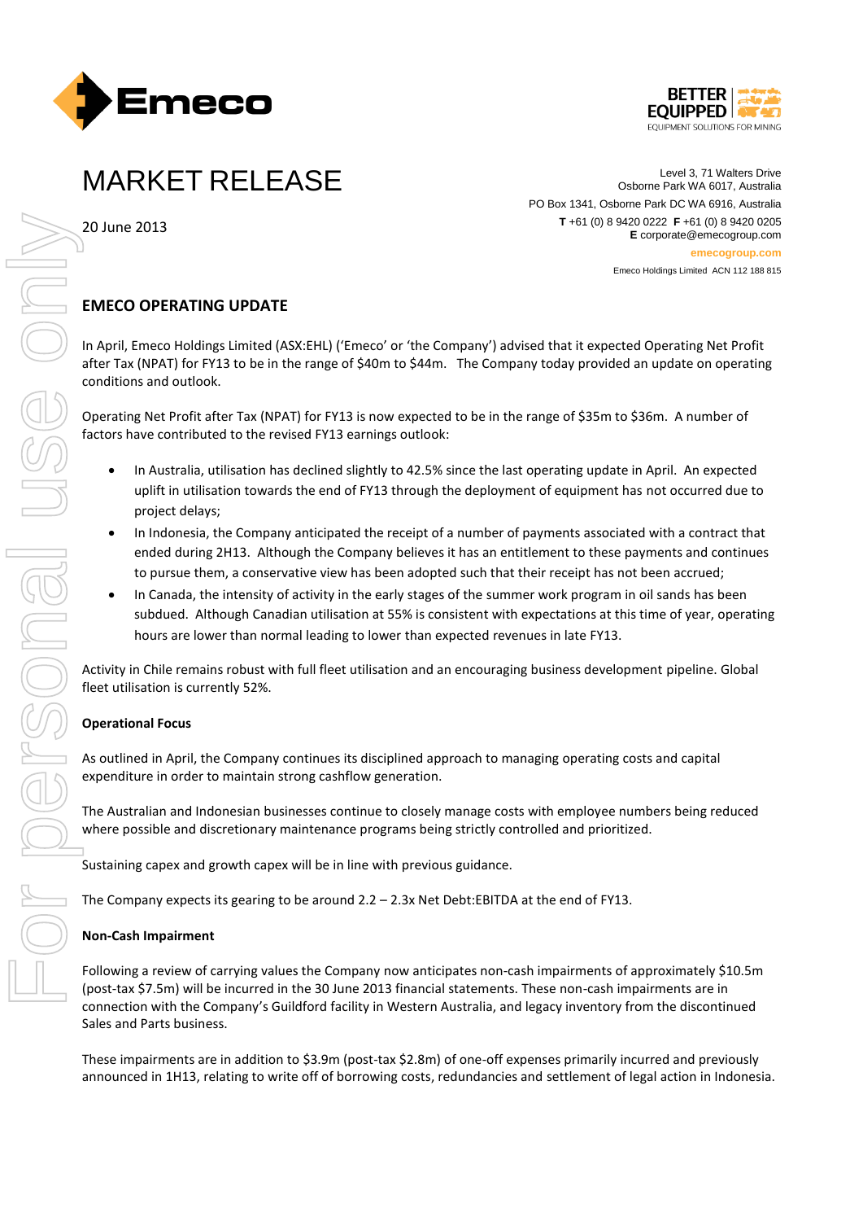Emeco

BETTER EQUIPPED
EQUIPMENT SOLUTIONS FOR MINING

# MARKET RELEASE

20 June 2013

Level 3, 71 Walters Drive
Osborne Park WA 6017, Australia
PO Box 1341, Osborne Park DC WA 6916, Australia
**T** +61 (0) 8 9420 0222 **F** +61 (0) 8 9420 0205
**E** corporate@emecogroup.com
**emecogroup.com**
Emeco Holdings Limited ACN 112 188 815

## EMECO OPERATING UPDATE

In April, Emeco Holdings Limited (ASX:EHL) ('Emeco' or 'the Company') advised that it expected Operating Net Profit after Tax (NPAT) for FY13 to be in the range of $40m to $44m. The Company today provided an update on operating conditions and outlook.

Operating Net Profit after Tax (NPAT) for FY13 is now expected to be in the range of $35m to $36m. A number of factors have contributed to the revised FY13 earnings outlook:

- In Australia, utilisation has declined slightly to 42.5% since the last operating update in April. An expected uplift in utilisation towards the end of FY13 through the deployment of equipment has not occurred due to project delays;
- In Indonesia, the Company anticipated the receipt of a number of payments associated with a contract that ended during 2H13. Although the Company believes it has an entitlement to these payments and continues to pursue them, a conservative view has been adopted such that their receipt has not been accrued;
- In Canada, the intensity of activity in the early stages of the summer work program in oil sands has been subdued. Although Canadian utilisation at 55% is consistent with expectations at this time of year, operating hours are lower than normal leading to lower than expected revenues in late FY13.

Activity in Chile remains robust with full fleet utilisation and an encouraging business development pipeline. Global fleet utilisation is currently 52%.

### Operational Focus

As outlined in April, the Company continues its disciplined approach to managing operating costs and capital expenditure in order to maintain strong cashflow generation.

The Australian and Indonesian businesses continue to closely manage costs with employee numbers being reduced where possible and discretionary maintenance programs being strictly controlled and prioritized.

Sustaining capex and growth capex will be in line with previous guidance.

The Company expects its gearing to be around 2.2 – 2.3x Net Debt:EBITDA at the end of FY13.

### Non-Cash Impairment

Following a review of carrying values the Company now anticipates non-cash impairments of approximately $10.5m (post-tax $7.5m) will be incurred in the 30 June 2013 financial statements. These non-cash impairments are in connection with the Company's Guildford facility in Western Australia, and legacy inventory from the discontinued Sales and Parts business.

These impairments are in addition to $3.9m (post-tax $2.8m) of one-off expenses primarily incurred and previously announced in 1H13, relating to write off of borrowing costs, redundancies and settlement of legal action in Indonesia.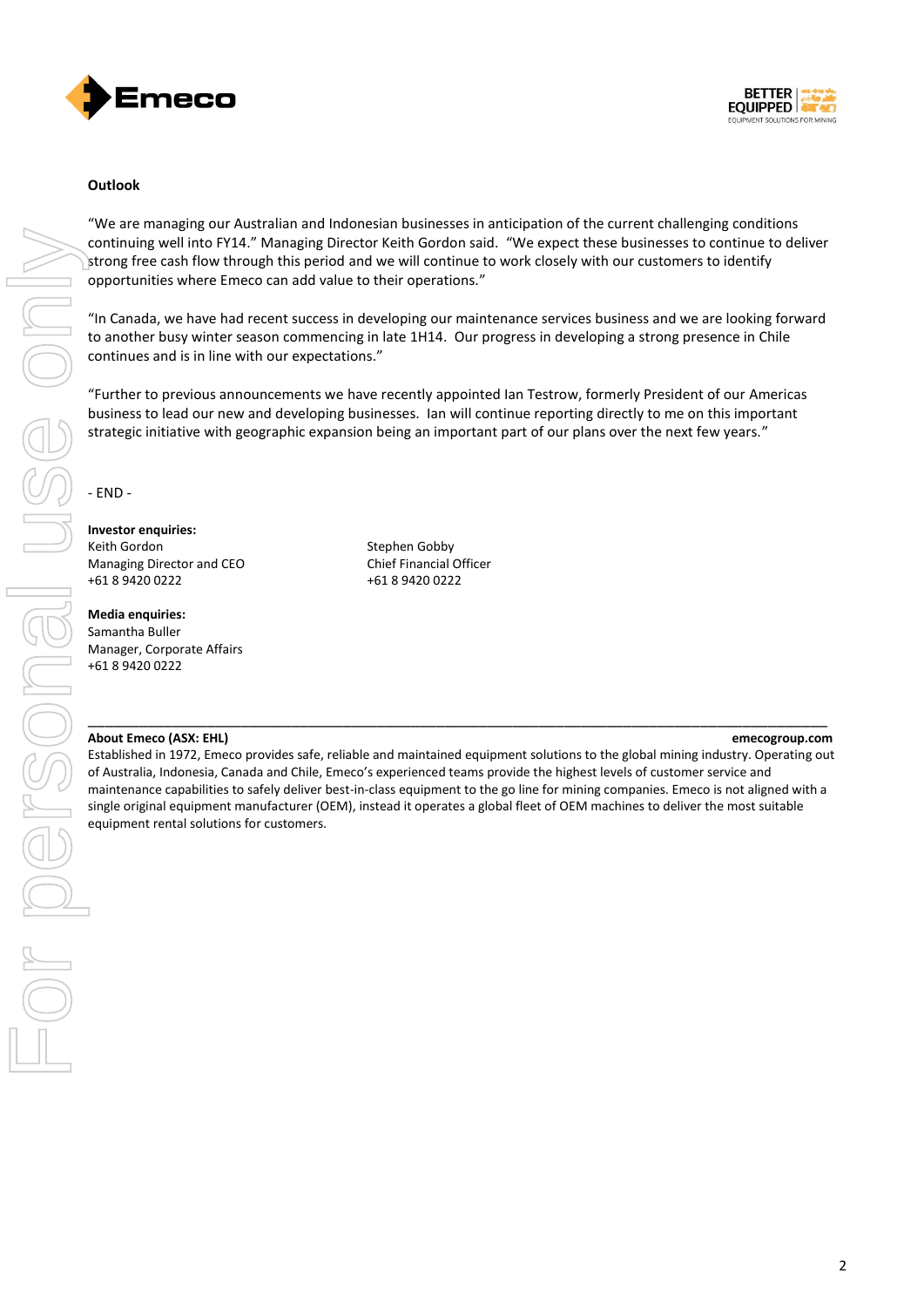**Outlook**

"We are managing our Australian and Indonesian businesses in anticipation of the current challenging conditions continuing well into FY14." Managing Director Keith Gordon said. "We expect these businesses to continue to deliver strong free cash flow through this period and we will continue to work closely with our customers to identify opportunities where Emeco can add value to their operations."

"In Canada, we have had recent success in developing our maintenance services business and we are looking forward to another busy winter season commencing in late 1H14. Our progress in developing a strong presence in Chile continues and is in line with our expectations."

"Further to previous announcements we have recently appointed Ian Testrow, formerly President of our Americas business to lead our new and developing businesses. Ian will continue reporting directly to me on this important strategic initiative with geographic expansion being an important part of our plans over the next few years."

- END -

**Investor enquiries:**

Keith Gordon
Managing Director and CEO
+61 8 9420 0222

Stephen Gobby
Chief Financial Officer
+61 8 9420 0222

**Media enquiries:**

Samantha Buller
Manager, Corporate Affairs
+61 8 9420 0222

---

**About Emeco (ASX: EHL)** **emecogroup.com**

Established in 1972, Emeco provides safe, reliable and maintained equipment solutions to the global mining industry. Operating out of Australia, Indonesia, Canada and Chile, Emeco's experienced teams provide the highest levels of customer service and maintenance capabilities to safely deliver best-in-class equipment to the go line for mining companies. Emeco is not aligned with a single original equipment manufacturer (OEM), instead it operates a global fleet of OEM machines to deliver the most suitable equipment rental solutions for customers.